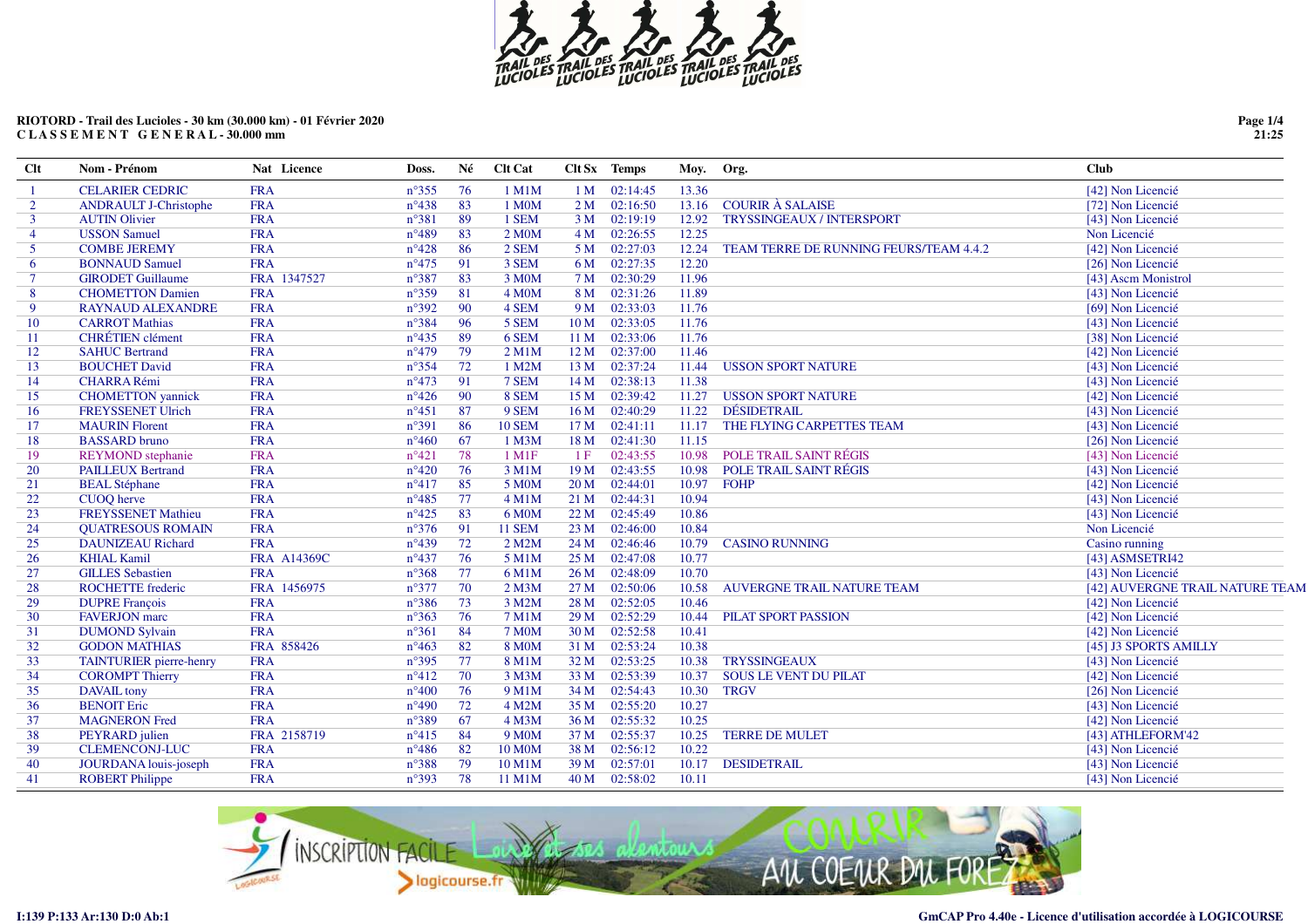**RIOTORD - Trail des Lucioles - 30 km (30.000 km) - 01 Février 2020**
**C L A S S E M E N T G E N E R A L - 30.000 mm**

| Clt | Nom - Prénom | Nat | Licence | Doss. | Né | Clt Cat | Clt Sx | Temps | Moy. | Org. | Club |
|---|---|---|---|---|---|---|---|---|---|---|---|
| 1 | CELARIER CEDRIC | FRA | | n°355 | 76 | 1 M1M | 1 M | 02:14:45 | 13.36 | | [42] Non Licencié |
| 2 | ANDRAULT J-Christophe | FRA | | n°438 | 83 | 1 M0M | 2 M | 02:16:50 | 13.16 | COURIR À SALAISE | [72] Non Licencié |
| 3 | AUTIN Olivier | FRA | | n°381 | 89 | 1 SEM | 3 M | 02:19:19 | 12.92 | TRYSSINGEAUX / INTERSPORT | [43] Non Licencié |
| 4 | USSON Samuel | FRA | | n°489 | 83 | 2 M0M | 4 M | 02:26:55 | 12.25 | | Non Licencié |
| 5 | COMBE JEREMY | FRA | | n°428 | 86 | 2 SEM | 5 M | 02:27:03 | 12.24 | TEAM TERRE DE RUNNING FEURS/TEAM 4.4.2 | [42] Non Licencié |
| 6 | BONNAUD Samuel | FRA | | n°475 | 91 | 3 SEM | 6 M | 02:27:35 | 12.20 | | [26] Non Licencié |
| 7 | GIRODET Guillaume | FRA | 1347527 | n°387 | 83 | 3 M0M | 7 M | 02:30:29 | 11.96 | | [43] Ascm Monistrol |
| 8 | CHOMETTON Damien | FRA | | n°359 | 81 | 4 M0M | 8 M | 02:31:26 | 11.89 | | [43] Non Licencié |
| 9 | RAYNAUD ALEXANDRE | FRA | | n°392 | 90 | 4 SEM | 9 M | 02:33:03 | 11.76 | | [69] Non Licencié |
| 10 | CARROT Mathias | FRA | | n°384 | 96 | 5 SEM | 10 M | 02:33:05 | 11.76 | | [43] Non Licencié |
| 11 | CHRÉTIEN clément | FRA | | n°435 | 89 | 6 SEM | 11 M | 02:33:06 | 11.76 | | [38] Non Licencié |
| 12 | SAHUC Bertrand | FRA | | n°479 | 79 | 2 M1M | 12 M | 02:37:00 | 11.46 | | [42] Non Licencié |
| 13 | BOUCHET David | FRA | | n°354 | 72 | 1 M2M | 13 M | 02:37:24 | 11.44 | USSON SPORT NATURE | [43] Non Licencié |
| 14 | CHARRA Rémi | FRA | | n°473 | 91 | 7 SEM | 14 M | 02:38:13 | 11.38 | | [43] Non Licencié |
| 15 | CHOMETTON yannick | FRA | | n°426 | 90 | 8 SEM | 15 M | 02:39:42 | 11.27 | USSON SPORT NATURE | [42] Non Licencié |
| 16 | FREYSSENET Ulrich | FRA | | n°451 | 87 | 9 SEM | 16 M | 02:40:29 | 11.22 | DÉSIDETRAIL | [43] Non Licencié |
| 17 | MAURIN Florent | FRA | | n°391 | 86 | 10 SEM | 17 M | 02:41:11 | 11.17 | THE FLYING CARPETTES TEAM | [43] Non Licencié |
| 18 | BASSARD bruno | FRA | | n°460 | 67 | 1 M3M | 18 M | 02:41:30 | 11.15 | | [26] Non Licencié |
| 19 | REYMOND stephanie | FRA | | n°421 | 78 | 1 M1F | 1 F | 02:43:55 | 10.98 | POLE TRAIL SAINT RÉGIS | [43] Non Licencié |
| 20 | PAILLEUX Bertrand | FRA | | n°420 | 76 | 3 M1M | 19 M | 02:43:55 | 10.98 | POLE TRAIL SAINT RÉGIS | [43] Non Licencié |
| 21 | BEAL Stéphane | FRA | | n°417 | 85 | 5 M0M | 20 M | 02:44:01 | 10.97 | FOHP | [42] Non Licencié |
| 22 | CUOQ herve | FRA | | n°485 | 77 | 4 M1M | 21 M | 02:44:31 | 10.94 | | [43] Non Licencié |
| 23 | FREYSSENET Mathieu | FRA | | n°425 | 83 | 6 M0M | 22 M | 02:45:49 | 10.86 | | [43] Non Licencié |
| 24 | QUATRESOUS ROMAIN | FRA | | n°376 | 91 | 11 SEM | 23 M | 02:46:00 | 10.84 | | Non Licencié |
| 25 | DAUNIZEAU Richard | FRA | | n°439 | 72 | 2 M2M | 24 M | 02:46:46 | 10.79 | CASINO RUNNING | Casino running |
| 26 | KHIAL Kamil | FRA | A14369C | n°437 | 76 | 5 M1M | 25 M | 02:47:08 | 10.77 | | [43] ASMSETRI42 |
| 27 | GILLES Sebastien | FRA | | n°368 | 77 | 6 M1M | 26 M | 02:48:09 | 10.70 | | [43] Non Licencié |
| 28 | ROCHETTE frederic | FRA | 1456975 | n°377 | 70 | 2 M3M | 27 M | 02:50:06 | 10.58 | AUVERGNE TRAIL NATURE TEAM | [42] AUVERGNE TRAIL NATURE TEAM |
| 29 | DUPRE François | FRA | | n°386 | 73 | 3 M2M | 28 M | 02:52:05 | 10.46 | | [42] Non Licencié |
| 30 | FAVERJON marc | FRA | | n°363 | 76 | 7 M1M | 29 M | 02:52:29 | 10.44 | PILAT SPORT PASSION | [42] Non Licencié |
| 31 | DUMOND Sylvain | FRA | | n°361 | 84 | 7 M0M | 30 M | 02:52:58 | 10.41 | | [42] Non Licencié |
| 32 | GODON MATHIAS | FRA | 858426 | n°463 | 82 | 8 M0M | 31 M | 02:53:24 | 10.38 | | [45] J3 SPORTS AMILLY |
| 33 | TAINTURIER pierre-henry | FRA | | n°395 | 77 | 8 M1M | 32 M | 02:53:25 | 10.38 | TRYSSINGEAUX | [43] Non Licencié |
| 34 | COROMPT Thierry | FRA | | n°412 | 70 | 3 M3M | 33 M | 02:53:39 | 10.37 | SOUS LE VENT DU PILAT | [42] Non Licencié |
| 35 | DAVAIL tony | FRA | | n°400 | 76 | 9 M1M | 34 M | 02:54:43 | 10.30 | TRGV | [26] Non Licencié |
| 36 | BENOIT Eric | FRA | | n°490 | 72 | 4 M2M | 35 M | 02:55:20 | 10.27 | | [43] Non Licencié |
| 37 | MAGNERON Fred | FRA | | n°389 | 67 | 4 M3M | 36 M | 02:55:32 | 10.25 | | [42] Non Licencié |
| 38 | PEYRARD julien | FRA | 2158719 | n°415 | 84 | 9 M0M | 37 M | 02:55:37 | 10.25 | TERRE DE MULET | [43] ATHLEFORM'42 |
| 39 | CLEMENCONJ-LUC | FRA | | n°486 | 82 | 10 M0M | 38 M | 02:56:12 | 10.22 | | [43] Non Licencié |
| 40 | JOURDANA louis-joseph | FRA | | n°388 | 79 | 10 M1M | 39 M | 02:57:01 | 10.17 | DESIDETRAIL | [43] Non Licencié |
| 41 | ROBERT Philippe | FRA | | n°393 | 78 | 11 M1M | 40 M | 02:58:02 | 10.11 | | [43] Non Licencié |

I:139 P:133 Ar:130 D:0 Ab:1

GmCAP Pro 4.40e - Licence d'utilisation accordée à LOGICOURSE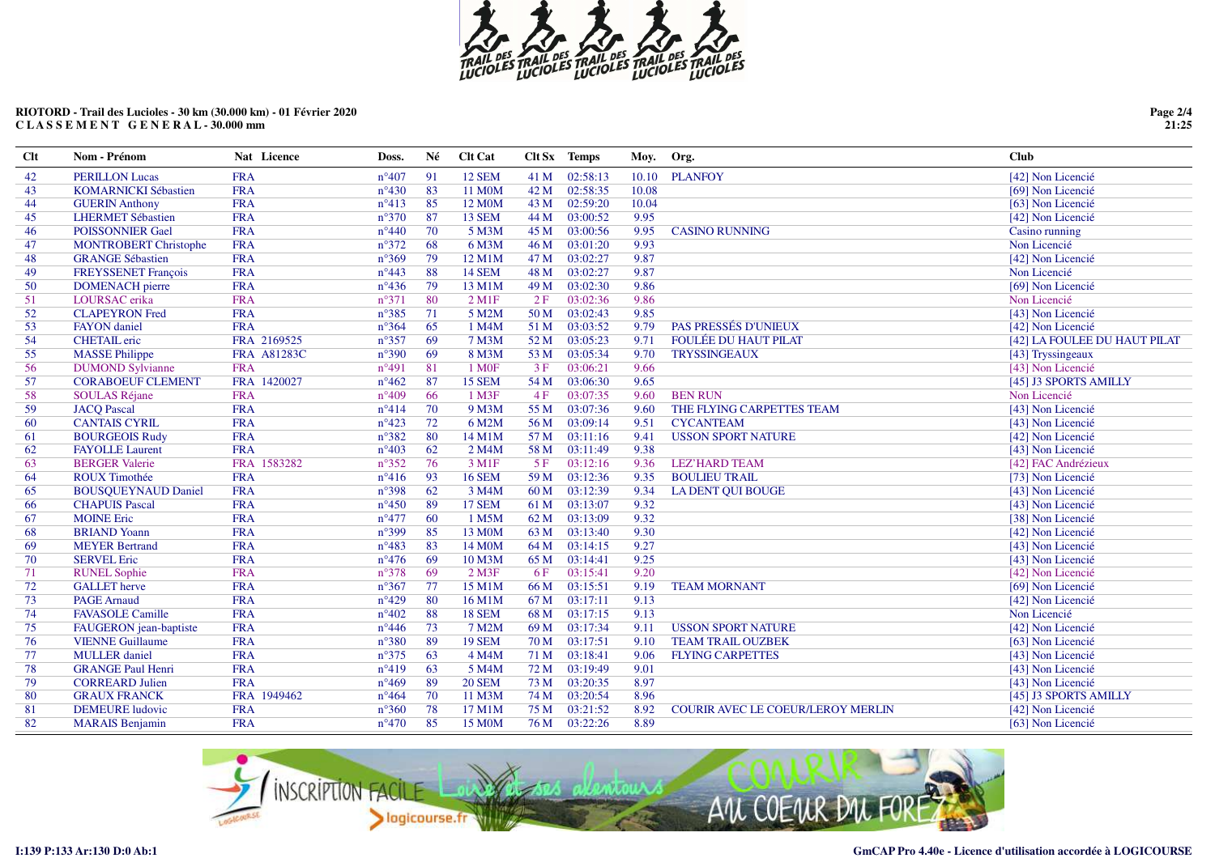**RIOTORD - Trail des Lucioles - 30 km (30.000 km) - 01 Février 2020**
**C L A S S E M E N T G E N E R A L - 30.000 mm**

| Clt | Nom - Prénom | Nat | Licence | Doss. | Né | Clt Cat | Clt Sx | Temps | Moy. | Org. | Club |
|---|---|---|---|---|---|---|---|---|---|---|---|
| 42 | PERILLON Lucas | FRA | | n°407 | 91 | 12 SEM | 41 M | 02:58:13 | 10.10 | PLANFOY | [42] Non Licencié |
| 43 | KOMARNICKI Sébastien | FRA | | n°430 | 83 | 11 M0M | 42 M | 02:58:35 | 10.08 | | [69] Non Licencié |
| 44 | GUERIN Anthony | FRA | | n°413 | 85 | 12 M0M | 43 M | 02:59:20 | 10.04 | | [63] Non Licencié |
| 45 | LHERMET Sébastien | FRA | | n°370 | 87 | 13 SEM | 44 M | 03:00:52 | 9.95 | | [42] Non Licencié |
| 46 | POISSONNIER Gael | FRA | | n°440 | 70 | 5 M3M | 45 M | 03:00:56 | 9.95 | CASINO RUNNING | Casino running |
| 47 | MONTROBERT Christophe | FRA | | n°372 | 68 | 6 M3M | 46 M | 03:01:20 | 9.93 | | Non Licencié |
| 48 | GRANGE Sébastien | FRA | | n°369 | 79 | 12 M1M | 47 M | 03:02:27 | 9.87 | | [42] Non Licencié |
| 49 | FREYSSENET François | FRA | | n°443 | 88 | 14 SEM | 48 M | 03:02:27 | 9.87 | | Non Licencié |
| 50 | DOMENACH pierre | FRA | | n°436 | 79 | 13 M1M | 49 M | 03:02:30 | 9.86 | | [69] Non Licencié |
| 51 | LOURSAC erika | FRA | | n°371 | 80 | 2 M1F | 2 F | 03:02:36 | 9.86 | | Non Licencié |
| 52 | CLAPEYRON Fred | FRA | | n°385 | 71 | 5 M2M | 50 M | 03:02:43 | 9.85 | | [43] Non Licencié |
| 53 | FAYON daniel | FRA | | n°364 | 65 | 1 M4M | 51 M | 03:03:52 | 9.79 | PAS PRESSÉS D'UNIEUX | [42] Non Licencié |
| 54 | CHETAIL eric | FRA | 2169525 | n°357 | 69 | 7 M3M | 52 M | 03:05:23 | 9.71 | FOULÉE DU HAUT PILAT | [42] LA FOULEE DU HAUT PILAT |
| 55 | MASSE Philippe | FRA | A81283C | n°390 | 69 | 8 M3M | 53 M | 03:05:34 | 9.70 | TRYSSINGEAUX | [43] Tryssingeaux |
| 56 | DUMOND Sylvianne | FRA | | n°491 | 81 | 1 M0F | 3 F | 03:06:21 | 9.66 | | [43] Non Licencié |
| 57 | CORABOEUF CLEMENT | FRA | 1420027 | n°462 | 87 | 15 SEM | 54 M | 03:06:30 | 9.65 | | [45] J3 SPORTS AMILLY |
| 58 | SOULAS Réjane | FRA | | n°409 | 66 | 1 M3F | 4 F | 03:07:35 | 9.60 | BEN RUN | Non Licencié |
| 59 | JACQ Pascal | FRA | | n°414 | 70 | 9 M3M | 55 M | 03:07:36 | 9.60 | THE FLYING CARPETTES TEAM | [43] Non Licencié |
| 60 | CANTAIS CYRIL | FRA | | n°423 | 72 | 6 M2M | 56 M | 03:09:14 | 9.51 | CYCANTEAM | [43] Non Licencié |
| 61 | BOURGEOIS Rudy | FRA | | n°382 | 80 | 14 M1M | 57 M | 03:11:16 | 9.41 | USSON SPORT NATURE | [42] Non Licencié |
| 62 | FAYOLLE Laurent | FRA | | n°403 | 62 | 2 M4M | 58 M | 03:11:49 | 9.38 | | [43] Non Licencié |
| 63 | BERGER Valerie | FRA | 1583282 | n°352 | 76 | 3 M1F | 5 F | 03:12:16 | 9.36 | LEZ'HARD TEAM | [42] FAC Andrézieux |
| 64 | ROUX Timothée | FRA | | n°416 | 93 | 16 SEM | 59 M | 03:12:36 | 9.35 | BOULIEU TRAIL | [73] Non Licencié |
| 65 | BOUSQUEYNAUD Daniel | FRA | | n°398 | 62 | 3 M4M | 60 M | 03:12:39 | 9.34 | LA DENT QUI BOUGE | [43] Non Licencié |
| 66 | CHAPUIS Pascal | FRA | | n°450 | 89 | 17 SEM | 61 M | 03:13:07 | 9.32 | | [43] Non Licencié |
| 67 | MOINE Eric | FRA | | n°477 | 60 | 1 M5M | 62 M | 03:13:09 | 9.32 | | [38] Non Licencié |
| 68 | BRIAND Yoann | FRA | | n°399 | 85 | 13 M0M | 63 M | 03:13:40 | 9.30 | | [42] Non Licencié |
| 69 | MEYER Bertrand | FRA | | n°483 | 83 | 14 M0M | 64 M | 03:14:15 | 9.27 | | [43] Non Licencié |
| 70 | SERVEL Eric | FRA | | n°476 | 69 | 10 M3M | 65 M | 03:14:41 | 9.25 | | [43] Non Licencié |
| 71 | RUNEL Sophie | FRA | | n°378 | 69 | 2 M3F | 6 F | 03:15:41 | 9.20 | | [42] Non Licencié |
| 72 | GALLET herve | FRA | | n°367 | 77 | 15 M1M | 66 M | 03:15:51 | 9.19 | TEAM MORNANT | [69] Non Licencié |
| 73 | PAGE Arnaud | FRA | | n°429 | 80 | 16 M1M | 67 M | 03:17:11 | 9.13 | | [42] Non Licencié |
| 74 | FAVASOLE Camille | FRA | | n°402 | 88 | 18 SEM | 68 M | 03:17:15 | 9.13 | | Non Licencié |
| 75 | FAUGERON jean-baptiste | FRA | | n°446 | 73 | 7 M2M | 69 M | 03:17:34 | 9.11 | USSON SPORT NATURE | [42] Non Licencié |
| 76 | VIENNE Guillaume | FRA | | n°380 | 89 | 19 SEM | 70 M | 03:17:51 | 9.10 | TEAM TRAIL OUZBEK | [63] Non Licencié |
| 77 | MULLER daniel | FRA | | n°375 | 63 | 4 M4M | 71 M | 03:18:41 | 9.06 | FLYING CARPETTES | [43] Non Licencié |
| 78 | GRANGE Paul Henri | FRA | | n°419 | 63 | 5 M4M | 72 M | 03:19:49 | 9.01 | | [43] Non Licencié |
| 79 | CORREARD Julien | FRA | | n°469 | 89 | 20 SEM | 73 M | 03:20:35 | 8.97 | | [43] Non Licencié |
| 80 | GRAUX FRANCK | FRA | 1949462 | n°464 | 70 | 11 M3M | 74 M | 03:20:54 | 8.96 | | [45] J3 SPORTS AMILLY |
| 81 | DEMEURE ludovic | FRA | | n°360 | 78 | 17 M1M | 75 M | 03:21:52 | 8.92 | COURIR AVEC LE COEUR/LEROY MERLIN | [42] Non Licencié |
| 82 | MARAIS Benjamin | FRA | | n°470 | 85 | 15 M0M | 76 M | 03:22:26 | 8.89 | | [63] Non Licencié |

I:139 P:133 Ar:130 D:0 Ab:1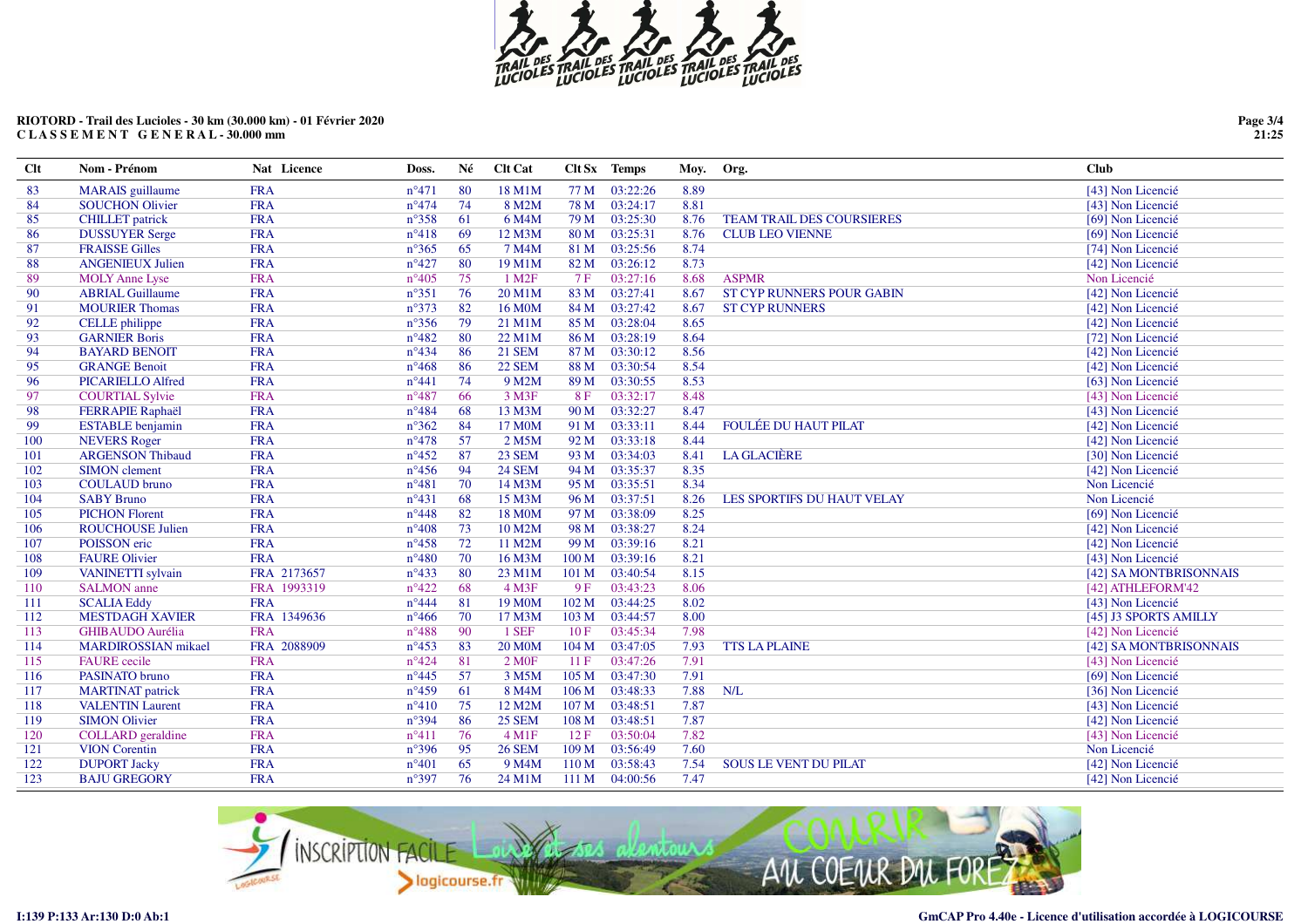**RIOTORD - Trail des Lucioles - 30 km (30.000 km) - 01 Février 2020**
**C L A S S E M E N T   G E N E R A L - 30.000 mm**

| Clt | Nom - Prénom | Nat | Licence | Doss. | Né | Clt Cat | Clt Sx | Temps | Moy. | Org. | Club |
|---|---|---|---|---|---|---|---|---|---|---|---|
| 83 | MARAIS guillaume | FRA | | n°471 | 80 | 18 M1M | 77 M | 03:22:26 | 8.89 | | [43] Non Licencié |
| 84 | SOUCHON Olivier | FRA | | n°474 | 74 | 8 M2M | 78 M | 03:24:17 | 8.81 | | [43] Non Licencié |
| 85 | CHILLET patrick | FRA | | n°358 | 61 | 6 M4M | 79 M | 03:25:30 | 8.76 | TEAM TRAIL DES COURSIERES | [69] Non Licencié |
| 86 | DUSSUYER Serge | FRA | | n°418 | 69 | 12 M3M | 80 M | 03:25:31 | 8.76 | CLUB LEO VIENNE | [69] Non Licencié |
| 87 | FRAISSE Gilles | FRA | | n°365 | 65 | 7 M4M | 81 M | 03:25:56 | 8.74 | | [74] Non Licencié |
| 88 | ANGENIEUX Julien | FRA | | n°427 | 80 | 19 M1M | 82 M | 03:26:12 | 8.73 | | [42] Non Licencié |
| 89 | MOLY Anne Lyse | FRA | | n°405 | 75 | 1 M2F | 7 F | 03:27:16 | 8.68 | ASPMR | Non Licencié |
| 90 | ABRIAL Guillaume | FRA | | n°351 | 76 | 20 M1M | 83 M | 03:27:41 | 8.67 | ST CYP RUNNERS POUR GABIN | [42] Non Licencié |
| 91 | MOURIER Thomas | FRA | | n°373 | 82 | 16 M0M | 84 M | 03:27:42 | 8.67 | ST CYP RUNNERS | [42] Non Licencié |
| 92 | CELLE philippe | FRA | | n°356 | 79 | 21 M1M | 85 M | 03:28:04 | 8.65 | | [42] Non Licencié |
| 93 | GARNIER Boris | FRA | | n°482 | 80 | 22 M1M | 86 M | 03:28:19 | 8.64 | | [72] Non Licencié |
| 94 | BAYARD BENOIT | FRA | | n°434 | 86 | 21 SEM | 87 M | 03:30:12 | 8.56 | | [42] Non Licencié |
| 95 | GRANGE Benoit | FRA | | n°468 | 86 | 22 SEM | 88 M | 03:30:54 | 8.54 | | [42] Non Licencié |
| 96 | PICARIELLO Alfred | FRA | | n°441 | 74 | 9 M2M | 89 M | 03:30:55 | 8.53 | | [63] Non Licencié |
| 97 | COURTIAL Sylvie | FRA | | n°487 | 66 | 3 M3F | 8 F | 03:32:17 | 8.48 | | [43] Non Licencié |
| 98 | FERRAPIE Raphaël | FRA | | n°484 | 68 | 13 M3M | 90 M | 03:32:27 | 8.47 | | [43] Non Licencié |
| 99 | ESTABLE benjamin | FRA | | n°362 | 84 | 17 M0M | 91 M | 03:33:11 | 8.44 | FOULÉE DU HAUT PILAT | [42] Non Licencié |
| 100 | NEVERS Roger | FRA | | n°478 | 57 | 2 M5M | 92 M | 03:33:18 | 8.44 | | [42] Non Licencié |
| 101 | ARGENSON Thibaud | FRA | | n°452 | 87 | 23 SEM | 93 M | 03:34:03 | 8.41 | LA GLACIÈRE | [30] Non Licencié |
| 102 | SIMON clement | FRA | | n°456 | 94 | 24 SEM | 94 M | 03:35:37 | 8.35 | | [42] Non Licencié |
| 103 | COULAUD bruno | FRA | | n°481 | 70 | 14 M3M | 95 M | 03:35:51 | 8.34 | | Non Licencié |
| 104 | SABY Bruno | FRA | | n°431 | 68 | 15 M3M | 96 M | 03:37:51 | 8.26 | LES SPORTIFS DU HAUT VELAY | Non Licencié |
| 105 | PICHON Florent | FRA | | n°448 | 82 | 18 M0M | 97 M | 03:38:09 | 8.25 | | [69] Non Licencié |
| 106 | ROUCHOUSE Julien | FRA | | n°408 | 73 | 10 M2M | 98 M | 03:38:27 | 8.24 | | [42] Non Licencié |
| 107 | POISSON eric | FRA | | n°458 | 72 | 11 M2M | 99 M | 03:39:16 | 8.21 | | [42] Non Licencié |
| 108 | FAURE Olivier | FRA | | n°480 | 70 | 16 M3M | 100 M | 03:39:16 | 8.21 | | [43] Non Licencié |
| 109 | VANINETTI sylvain | FRA | 2173657 | n°433 | 80 | 23 M1M | 101 M | 03:40:54 | 8.15 | | [42] SA MONTBRISONNAIS |
| 110 | SALMON anne | FRA | 1993319 | n°422 | 68 | 4 M3F | 9 F | 03:43:23 | 8.06 | | [42] ATHLEFORM'42 |
| 111 | SCALIA Eddy | FRA | | n°444 | 81 | 19 M0M | 102 M | 03:44:25 | 8.02 | | [43] Non Licencié |
| 112 | MESTDAGH XAVIER | FRA | 1349636 | n°466 | 70 | 17 M3M | 103 M | 03:44:57 | 8.00 | | [45] J3 SPORTS AMILLY |
| 113 | GHIBAUDO Aurélia | FRA | | n°488 | 90 | 1 SEF | 10 F | 03:45:34 | 7.98 | | [42] Non Licencié |
| 114 | MARDIROSSIAN mikael | FRA | 2088909 | n°453 | 83 | 20 M0M | 104 M | 03:47:05 | 7.93 | TTS LA PLAINE | [42] SA MONTBRISONNAIS |
| 115 | FAURE cecile | FRA | | n°424 | 81 | 2 M0F | 11 F | 03:47:26 | 7.91 | | [43] Non Licencié |
| 116 | PASINATO bruno | FRA | | n°445 | 57 | 3 M5M | 105 M | 03:47:30 | 7.91 | | [69] Non Licencié |
| 117 | MARTINAT patrick | FRA | | n°459 | 61 | 8 M4M | 106 M | 03:48:33 | 7.88 | N/L | [36] Non Licencié |
| 118 | VALENTIN Laurent | FRA | | n°410 | 75 | 12 M2M | 107 M | 03:48:51 | 7.87 | | [43] Non Licencié |
| 119 | SIMON Olivier | FRA | | n°394 | 86 | 25 SEM | 108 M | 03:48:51 | 7.87 | | [42] Non Licencié |
| 120 | COLLARD geraldine | FRA | | n°411 | 76 | 4 M1F | 12 F | 03:50:04 | 7.82 | | [43] Non Licencié |
| 121 | VION Corentin | FRA | | n°396 | 95 | 26 SEM | 109 M | 03:56:49 | 7.60 | | Non Licencié |
| 122 | DUPORT Jacky | FRA | | n°401 | 65 | 9 M4M | 110 M | 03:58:43 | 7.54 | SOUS LE VENT DU PILAT | [42] Non Licencié |
| 123 | BAJU GREGORY | FRA | | n°397 | 76 | 24 M1M | 111 M | 04:00:56 | 7.47 | | [42] Non Licencié |

I:139 P:133 Ar:130 D:0 Ab:1

GmCAP Pro 4.40e - Licence d'utilisation accordée à LOGICOURSE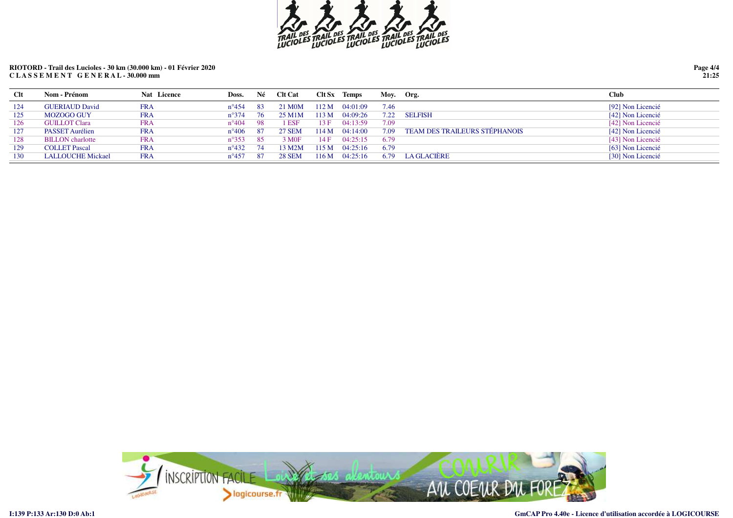**RIOTORD - Trail des Lucioles - 30 km (30.000 km) - 01 Février 2020**
**CLASSEMENT GENERAL - 30.000 mm**

| Clt | Nom - Prénom | Nat | Licence | Doss. | Né | Clt Cat | Clt Sx | Temps | Moy. | Org. | Club |
|---|---|---|---|---|---|---|---|---|---|---|---|
| 124 | GUERIAUD David | FRA | | n°454 | 83 | 21 M0M | 112 M | 04:01:09 | 7.46 | | [92] Non Licencié |
| 125 | MOZOGO GUY | FRA | | n°374 | 76 | 25 M1M | 113 M | 04:09:26 | 7.22 | SELFISH | [42] Non Licencié |
| 126 | GUILLOT Clara | FRA | | n°404 | 98 | 1 ESF | 13 F | 04:13:59 | 7.09 | | [42] Non Licencié |
| 127 | PASSET Aurélien | FRA | | n°406 | 87 | 27 SEM | 114 M | 04:14:00 | 7.09 | TEAM DES TRAILEURS STÉPHANOIS | [42] Non Licencié |
| 128 | BILLON charlotte | FRA | | n°353 | 85 | 3 M0F | 14 F | 04:25:15 | 6.79 | | [43] Non Licencié |
| 129 | COLLET Pascal | FRA | | n°432 | 74 | 13 M2M | 115 M | 04:25:16 | 6.79 | | [63] Non Licencié |
| 130 | LALLOUCHE Mickael | FRA | | n°457 | 87 | 28 SEM | 116 M | 04:25:16 | 6.79 | LA GLACIÈRE | [30] Non Licencié |

I:139 P:133 Ar:130 D:0 Ab:1

GmCAP Pro 4.40e - Licence d'utilisation accordée à LOGICOURSE